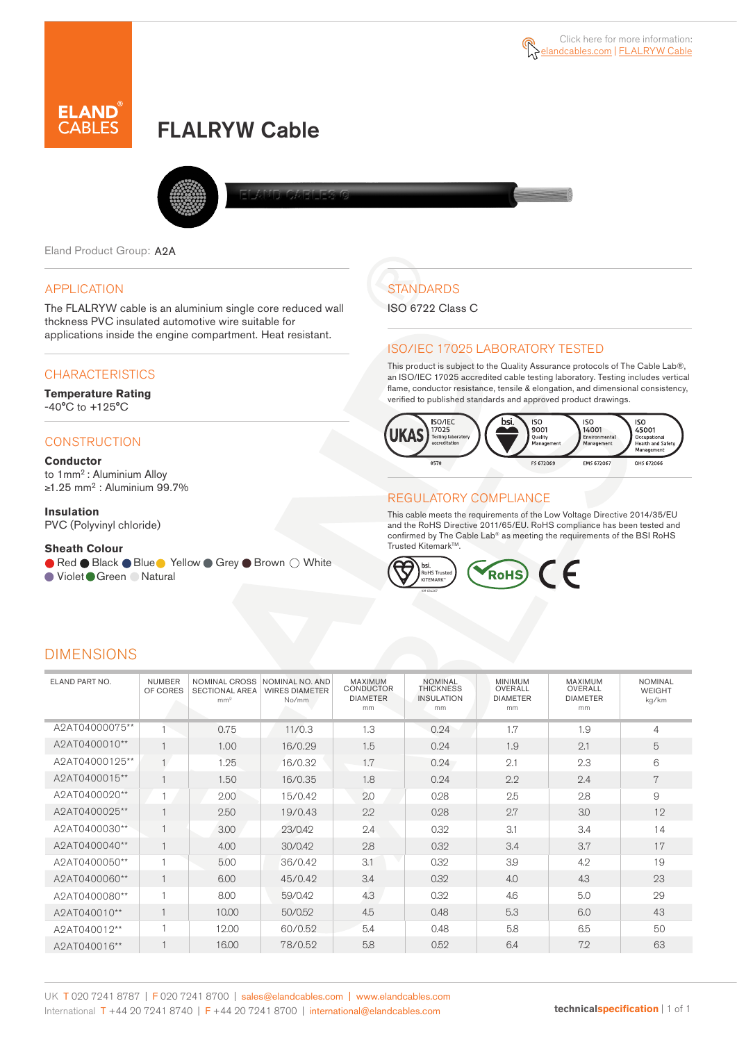Click here for more information: elandcables.com | FLALRYW Cable

# FLALRYW Cable

Eland Product Group: A2A

## APPLICATION

The FLALRYW cable is an aluminium single core reduced wall thckness PVC insulated automotive wire suitable for applications inside the engine compartment. Heat resistant.

## CHARACTERISTICS

**Temperature Rating**
-40°C to +125°C

## CONSTRUCTION

**Conductor**
to 1mm$^2$ : Aluminium Alloy
≥1.25 mm$^2$ : Aluminium 99.7%

**Insulation**
PVC (Polyvinyl chloride)

**Sheath Colour**
Red, Black, Blue, Yellow, Grey, Brown, White, Violet, Green, Natural

## STANDARDS

ISO 6722 Class C

## ISO/IEC 17025 LABORATORY TESTED

This product is subject to the Quality Assurance protocols of The Cable Lab®, an ISO/IEC 17025 accredited cable testing laboratory. Testing includes vertical flame, conductor resistance, tensile & elongation, and dimensional consistency, verified to published standards and approved product drawings.

UKAS ISO/IEC 17025 Testing laboratory accreditation 8578 | bsi. ISO 9001 Quality Management FS 672069 | ISO 14001 Environmental Management EMS 672067 | ISO 45001 Occupational Health and Safety Management OHS 672066

## REGULATORY COMPLIANCE

This cable meets the requirements of the Low Voltage Directive 2014/35/EU and the RoHS Directive 2011/65/EU. RoHS compliance has been tested and confirmed by The Cable Lab® as meeting the requirements of the BSI RoHS Trusted Kitemark™.

bsi. RoHS Trusted KITEMARK™ | RoHS | CE

## DIMENSIONS

| ELAND PART NO. | NUMBER OF CORES | NOMINAL CROSS SECTIONAL AREA mm² | NOMINAL NO. AND WIRES DIAMETER No/mm | MAXIMUM CONDUCTOR DIAMETER mm | NOMINAL THICKNESS INSULATION mm | MINIMUM OVERALL DIAMETER mm | MAXIMUM OVERALL DIAMETER mm | NOMINAL WEIGHT kg/km |
|---|---|---|---|---|---|---|---|---|
| A2AT04000075** | 1 | 0.75 | 11/0.3 | 1.3 | 0.24 | 1.7 | 1.9 | 4 |
| A2AT0400010** | 1 | 1.00 | 16/0.29 | 1.5 | 0.24 | 1.9 | 2.1 | 5 |
| A2AT04000125** | 1 | 1.25 | 16/0.32 | 1.7 | 0.24 | 2.1 | 2.3 | 6 |
| A2AT0400015** | 1 | 1.50 | 16/0.35 | 1.8 | 0.24 | 2.2 | 2.4 | 7 |
| A2AT0400020** | 1 | 2.00 | 15/0.42 | 2.0 | 0.28 | 2.5 | 2.8 | 9 |
| A2AT0400025** | 1 | 2.50 | 19/0.43 | 2.2 | 0.28 | 2.7 | 3.0 | 12 |
| A2AT0400030** | 1 | 3.00 | 23/0.42 | 2.4 | 0.32 | 3.1 | 3.4 | 14 |
| A2AT0400040** | 1 | 4.00 | 30/0.42 | 2.8 | 0.32 | 3.4 | 3.7 | 17 |
| A2AT0400050** | 1 | 5.00 | 36/0.42 | 3.1 | 0.32 | 3.9 | 4.2 | 19 |
| A2AT0400060** | 1 | 6.00 | 45/0.42 | 3.4 | 0.32 | 4.0 | 4.3 | 23 |
| A2AT0400080** | 1 | 8.00 | 59/0.42 | 4.3 | 0.32 | 4.6 | 5.0 | 29 |
| A2AT040010** | 1 | 10.00 | 50/0.52 | 4.5 | 0.48 | 5.3 | 6.0 | 43 |
| A2AT040012** | 1 | 12.00 | 60/0.52 | 5.4 | 0.48 | 5.8 | 6.5 | 50 |
| A2AT040016** | 1 | 16.00 | 78/0.52 | 5.8 | 0.52 | 6.4 | 7.2 | 63 |

UK T 020 7241 8787 | F 020 7241 8700 | sales@elandcables.com | www.elandcables.com
International T +44 20 7241 8740 | F +44 20 7241 8700 | international@elandcables.com

technicalspecification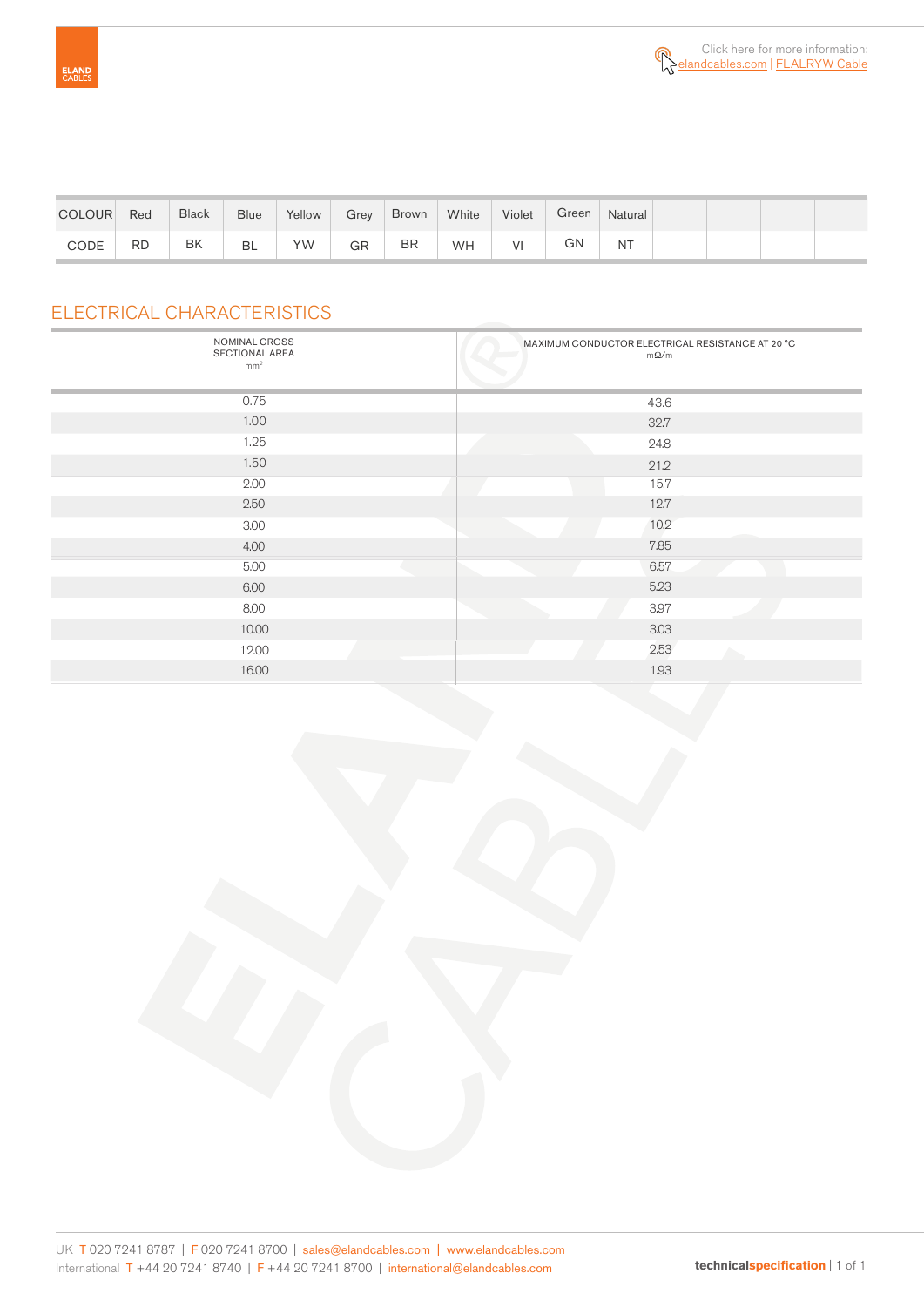| COLOUR | Red | Black | Blue | Yellow | Grey | Brown | White | Violet | Green | Natural | | | | |
|---|---|---|---|---|---|---|---|---|---|---|---|---|---|---|
| CODE | RD | BK | BL | YW | GR | BR | WH | VI | GN | NT | | | | |

## ELECTRICAL CHARACTERISTICS

| NOMINAL CROSS SECTIONAL AREA mm² | MAXIMUM CONDUCTOR ELECTRICAL RESISTANCE AT 20 °C mΩ/m |
|---|---|
| 0.75 | 43.6 |
| 1.00 | 32.7 |
| 1.25 | 24.8 |
| 1.50 | 21.2 |
| 2.00 | 15.7 |
| 2.50 | 12.7 |
| 3.00 | 10.2 |
| 4.00 | 7.85 |
| 5.00 | 6.57 |
| 6.00 | 5.23 |
| 8.00 | 3.97 |
| 10.00 | 3.03 |
| 12.00 | 2.53 |
| 16.00 | 1.93 |